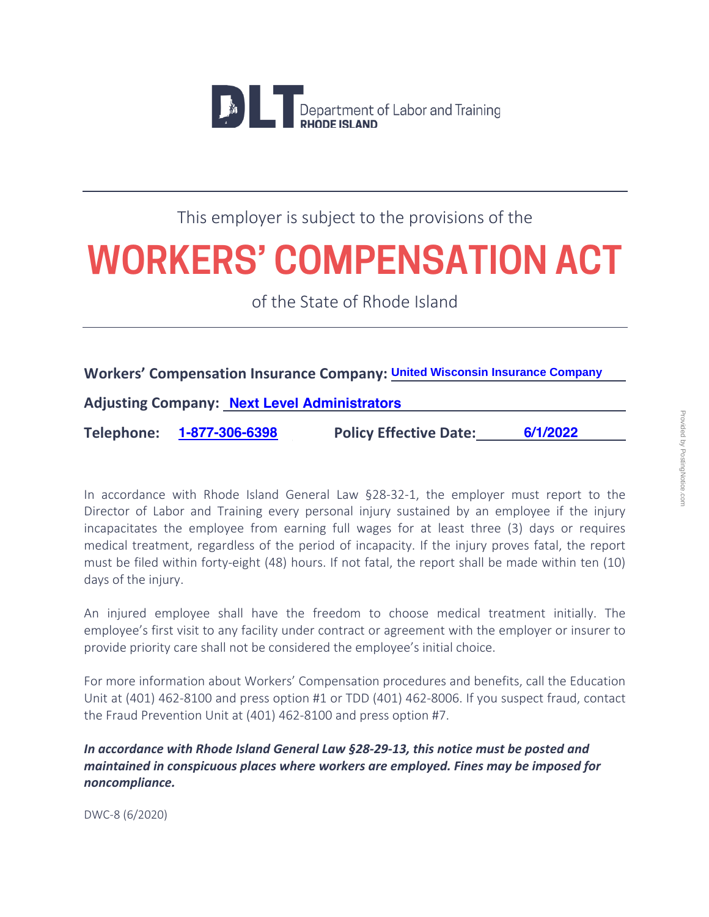DLT Department of Labor and Training
RHODE ISLAND

This employer is subject to the provisions of the

# WORKERS' COMPENSATION ACT

of the State of Rhode Island

**Workers' Compensation Insurance Company:** United Wisconsin Insurance Company

**Adjusting Company:** Next Level Administrators

**Telephone:** 1-877-306-6398 **Policy Effective Date:** 6/1/2022

In accordance with Rhode Island General Law §28-32-1, the employer must report to the Director of Labor and Training every personal injury sustained by an employee if the injury incapacitates the employee from earning full wages for at least three (3) days or requires medical treatment, regardless of the period of incapacity. If the injury proves fatal, the report must be filed within forty-eight (48) hours. If not fatal, the report shall be made within ten (10) days of the injury.

An injured employee shall have the freedom to choose medical treatment initially. The employee's first visit to any facility under contract or agreement with the employer or insurer to provide priority care shall not be considered the employee's initial choice.

For more information about Workers' Compensation procedures and benefits, call the Education Unit at (401) 462-8100 and press option #1 or TDD (401) 462-8006. If you suspect fraud, contact the Fraud Prevention Unit at (401) 462-8100 and press option #7.

***In accordance with Rhode Island General Law §28-29-13, this notice must be posted and maintained in conspicuous places where workers are employed. Fines may be imposed for noncompliance.***

DWC-8 (6/2020)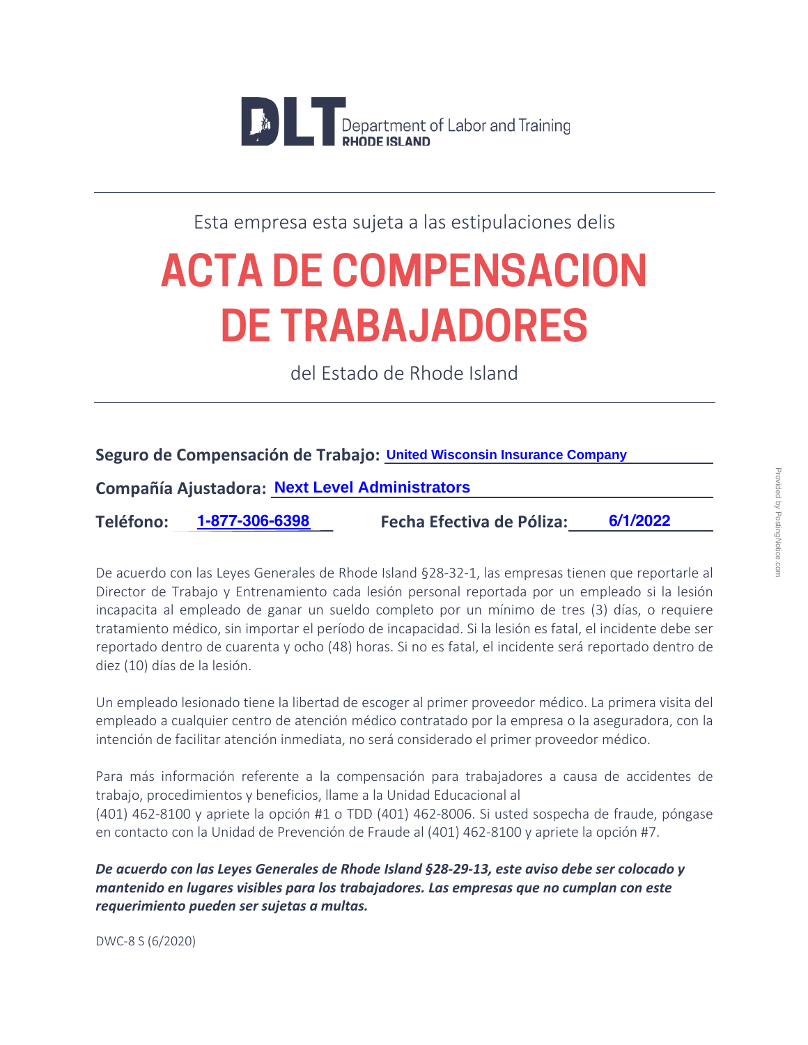Department of Labor and Training
RHODE ISLAND

Esta empresa esta sujeta a las estipulaciones delis

# ACTA DE COMPENSACION DE TRABAJADORES

del Estado de Rhode Island

**Seguro de Compensación de Trabajo:** United Wisconsin Insurance Company

**Compañía Ajustadora:** Next Level Administrators

**Teléfono:** 1-877-306-6398 **Fecha Efectiva de Póliza:** 6/1/2022

De acuerdo con las Leyes Generales de Rhode Island §28-32-1, las empresas tienen que reportarle al Director de Trabajo y Entrenamiento cada lesión personal reportada por un empleado si la lesión incapacita al empleado de ganar un sueldo completo por un mínimo de tres (3) días, o requiere tratamiento médico, sin importar el período de incapacidad. Si la lesión es fatal, el incidente debe ser reportado dentro de cuarenta y ocho (48) horas. Si no es fatal, el incidente será reportado dentro de diez (10) días de la lesión.

Un empleado lesionado tiene la libertad de escoger al primer proveedor médico. La primera visita del empleado a cualquier centro de atención médico contratado por la empresa o la aseguradora, con la intención de facilitar atención inmediata, no será considerado el primer proveedor médico.

Para más información referente a la compensación para trabajadores a causa de accidentes de trabajo, procedimientos y beneficios, llame a la Unidad Educacional al (401) 462-8100 y apriete la opción #1 o TDD (401) 462-8006. Si usted sospecha de fraude, póngase en contacto con la Unidad de Prevención de Fraude al (401) 462-8100 y apriete la opción #7.

***De acuerdo con las Leyes Generales de Rhode Island §28-29-13, este aviso debe ser colocado y mantenido en lugares visibles para los trabajadores. Las empresas que no cumplan con este requerimiento pueden ser sujetas a multas.***

DWC-8 S (6/2020)